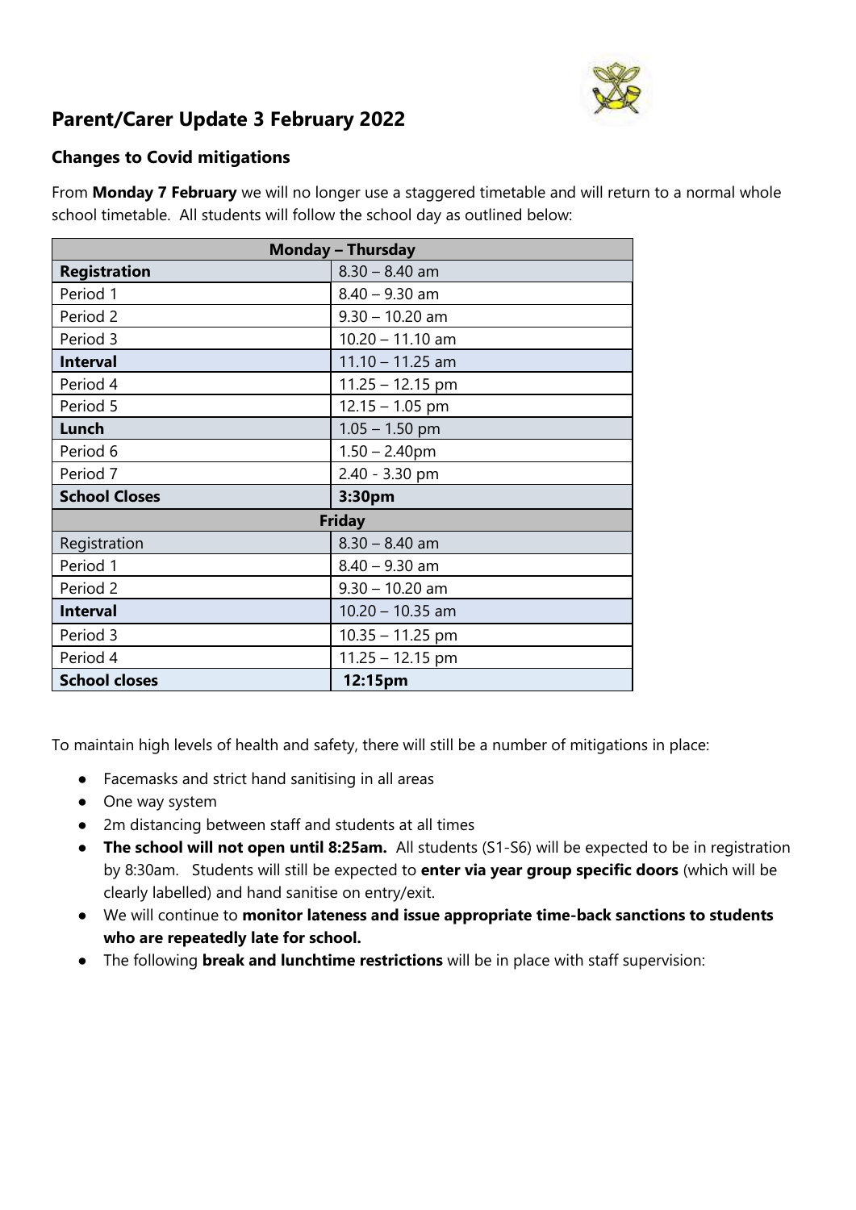## Parent/Carer Update 3 February 2022

### Changes to Covid mitigations

From **Monday 7 February** we will no longer use a staggered timetable and will return to a normal whole school timetable. All students will follow the school day as outlined below:

| **Monday – Thursday** | |
|---|---|
| **Registration** | 8.30 – 8.40 am |
| Period 1 | 8.40 – 9.30 am |
| Period 2 | 9.30 – 10.20 am |
| Period 3 | 10.20 – 11.10 am |
| **Interval** | 11.10 – 11.25 am |
| Period 4 | 11.25 – 12.15 pm |
| Period 5 | 12.15 – 1.05 pm |
| **Lunch** | 1.05 – 1.50 pm |
| Period 6 | 1.50 – 2.40pm |
| Period 7 | 2.40 - 3.30 pm |
| **School Closes** | **3:30pm** |
| **Friday** | |
| Registration | 8.30 – 8.40 am |
| Period 1 | 8.40 – 9.30 am |
| Period 2 | 9.30 – 10.20 am |
| **Interval** | 10.20 – 10.35 am |
| Period 3 | 10.35 – 11.25 pm |
| Period 4 | 11.25 – 12.15 pm |
| **School closes** | **12:15pm** |

To maintain high levels of health and safety, there will still be a number of mitigations in place:

- Facemasks and strict hand sanitising in all areas
- One way system
- 2m distancing between staff and students at all times
- **The school will not open until 8:25am.** All students (S1-S6) will be expected to be in registration by 8:30am. Students will still be expected to **enter via year group specific doors** (which will be clearly labelled) and hand sanitise on entry/exit.
- We will continue to **monitor lateness and issue appropriate time-back sanctions to students who are repeatedly late for school.**
- The following **break and lunchtime restrictions** will be in place with staff supervision: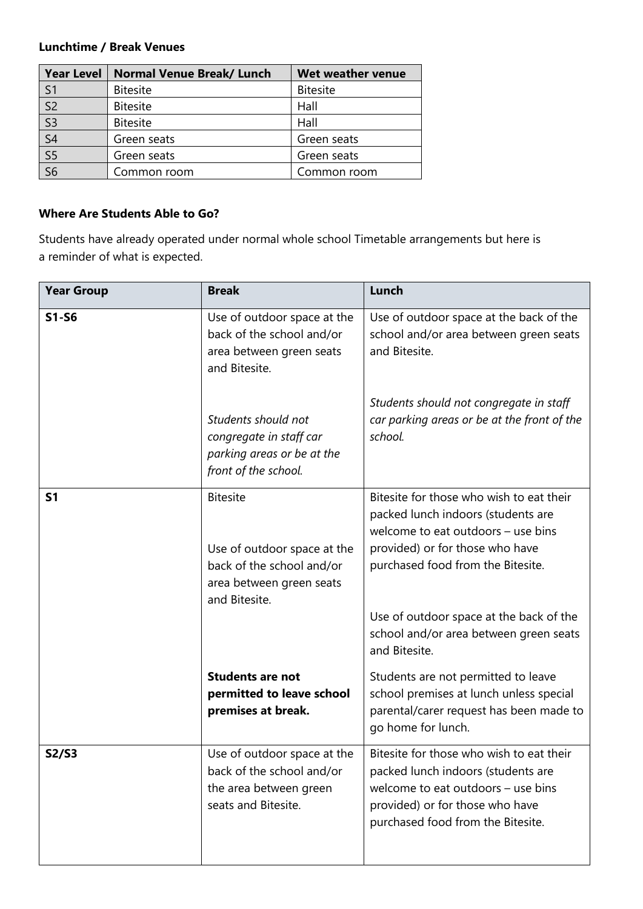**Lunchtime / Break Venues**

| Year Level | Normal Venue Break/ Lunch | Wet weather venue |
|---|---|---|
| S1 | Bitesite | Bitesite |
| S2 | Bitesite | Hall |
| S3 | Bitesite | Hall |
| S4 | Green seats | Green seats |
| S5 | Green seats | Green seats |
| S6 | Common room | Common room |

**Where Are Students Able to Go?**

Students have already operated under normal whole school Timetable arrangements but here is a reminder of what is expected.

| Year Group | Break | Lunch |
|---|---|---|
| **S1-S6** | Use of outdoor space at the back of the school and/or area between green seats and Bitesite.<br><br>*Students should not congregate in staff car parking areas or be at the front of the school.* | Use of outdoor space at the back of the school and/or area between green seats and Bitesite.<br><br>*Students should not congregate in staff car parking areas or be at the front of the school.* |
| **S1** | Bitesite<br><br>Use of outdoor space at the back of the school and/or area between green seats and Bitesite.<br><br>**Students are not permitted to leave school premises at break.** | Bitesite for those who wish to eat their packed lunch indoors (students are welcome to eat outdoors – use bins provided) or for those who have purchased food from the Bitesite.<br><br>Use of outdoor space at the back of the school and/or area between green seats and Bitesite.<br><br>Students are not permitted to leave school premises at lunch unless special parental/carer request has been made to go home for lunch. |
| **S2/S3** | Use of outdoor space at the back of the school and/or the area between green seats and Bitesite. | Bitesite for those who wish to eat their packed lunch indoors (students are welcome to eat outdoors – use bins provided) or for those who have purchased food from the Bitesite. |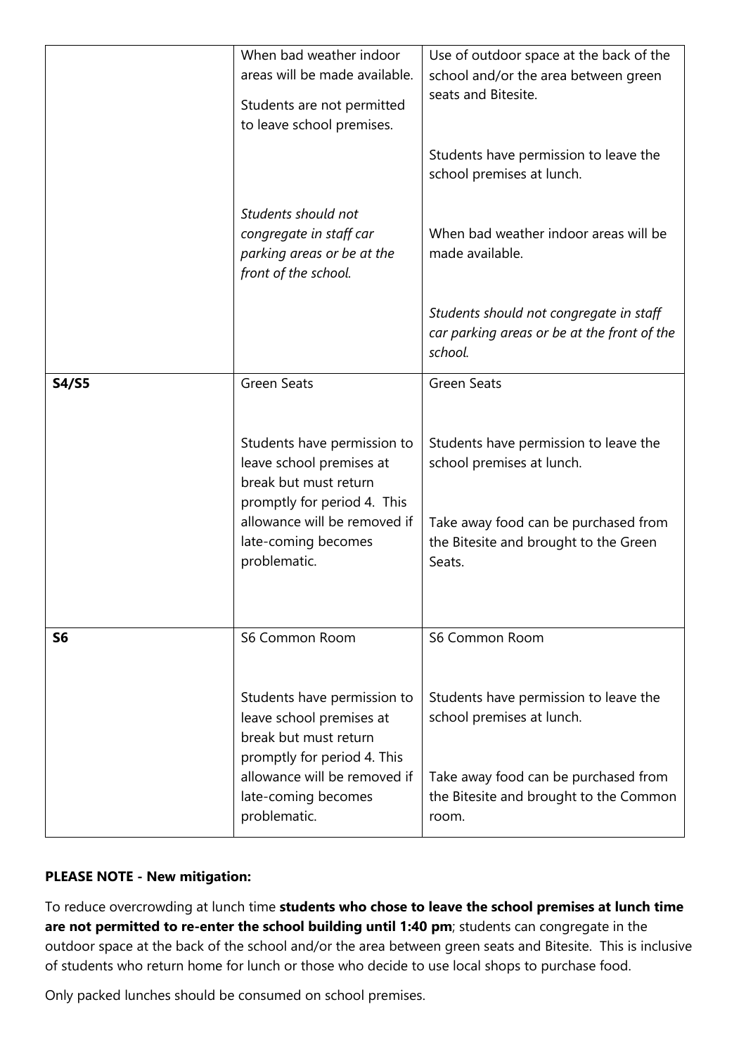| | | |
|---|---|---|
| | When bad weather indoor areas will be made available.<br><br>Students are not permitted to leave school premises.<br><br>*Students should not congregate in staff car parking areas or be at the front of the school.* | Use of outdoor space at the back of the school and/or the area between green seats and Bitesite.<br><br>Students have permission to leave the school premises at lunch.<br><br>When bad weather indoor areas will be made available.<br><br>*Students should not congregate in staff car parking areas or be at the front of the school.* |
| **S4/S5** | Green Seats<br><br>Students have permission to leave school premises at break but must return promptly for period 4. This allowance will be removed if late-coming becomes problematic. | Green Seats<br><br>Students have permission to leave the school premises at lunch.<br><br>Take away food can be purchased from the Bitesite and brought to the Green Seats. |
| **S6** | S6 Common Room<br><br>Students have permission to leave school premises at break but must return promptly for period 4. This allowance will be removed if late-coming becomes problematic. | S6 Common Room<br><br>Students have permission to leave the school premises at lunch.<br><br>Take away food can be purchased from the Bitesite and brought to the Common room. |

**PLEASE NOTE - New mitigation:**

To reduce overcrowding at lunch time **students who chose to leave the school premises at lunch time are not permitted to re-enter the school building until 1:40 pm**; students can congregate in the outdoor space at the back of the school and/or the area between green seats and Bitesite. This is inclusive of students who return home for lunch or those who decide to use local shops to purchase food.

Only packed lunches should be consumed on school premises.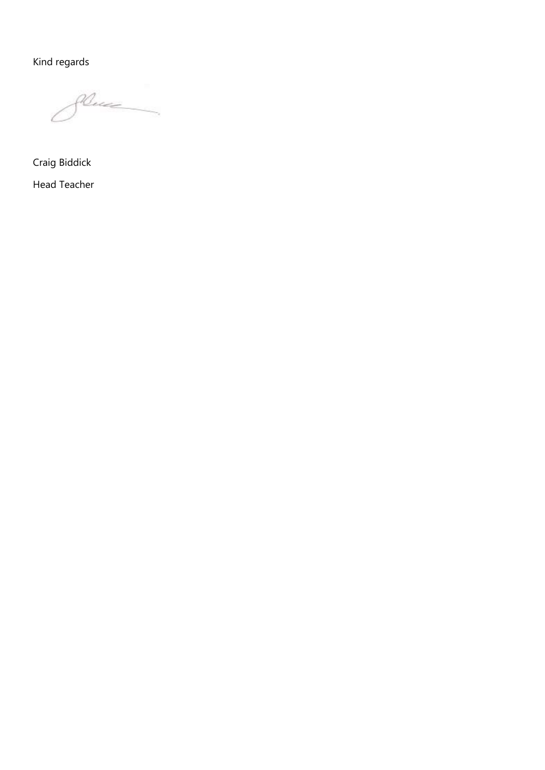Kind regards

Craig Biddick

Head Teacher